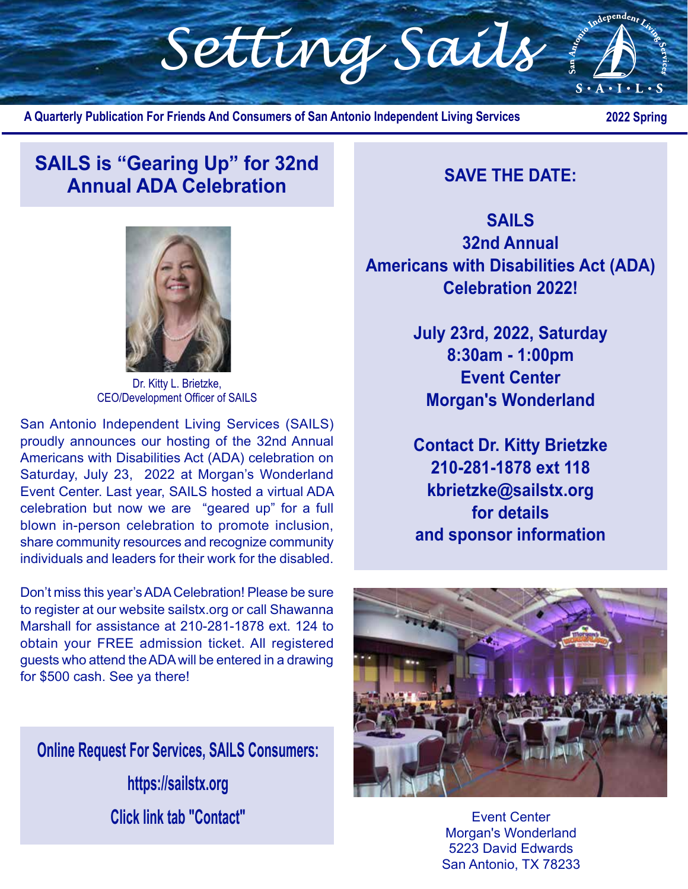# Setting Sails

A Quarterly Publication For Friends And Consumers of San Antonio Independent Living Services

2022 Spring

## SAILS is "Gearing Up" for 32nd Annual ADA Celebration

Dr. Kitty L. Brietzke,
CEO/Development Officer of SAILS

San Antonio Independent Living Services (SAILS) proudly announces our hosting of the 32nd Annual Americans with Disabilities Act (ADA) celebration on Saturday, July 23, 2022 at Morgan's Wonderland Event Center. Last year, SAILS hosted a virtual ADA celebration but now we are "geared up" for a full blown in-person celebration to promote inclusion, share community resources and recognize community individuals and leaders for their work for the disabled.

Don't miss this year's ADA Celebration! Please be sure to register at our website sailstx.org or call Shawanna Marshall for assistance at 210-281-1878 ext. 124 to obtain your FREE admission ticket. All registered guests who attend the ADA will be entered in a drawing for $500 cash. See ya there!

**Online Request For Services, SAILS Consumers:**

**https://sailstx.org**

**Click link tab "Contact"**

**SAVE THE DATE:**

**SAILS**
**32nd Annual**
**Americans with Disabilities Act (ADA)**
**Celebration 2022!**

**July 23rd, 2022, Saturday**
**8:30am - 1:00pm**
**Event Center**
**Morgan's Wonderland**

**Contact Dr. Kitty Brietzke**
**210-281-1878 ext 118**
**kbrietzke@sailstx.org**
**for details**
**and sponsor information**

Event Center
Morgan's Wonderland
5223 David Edwards
San Antonio, TX 78233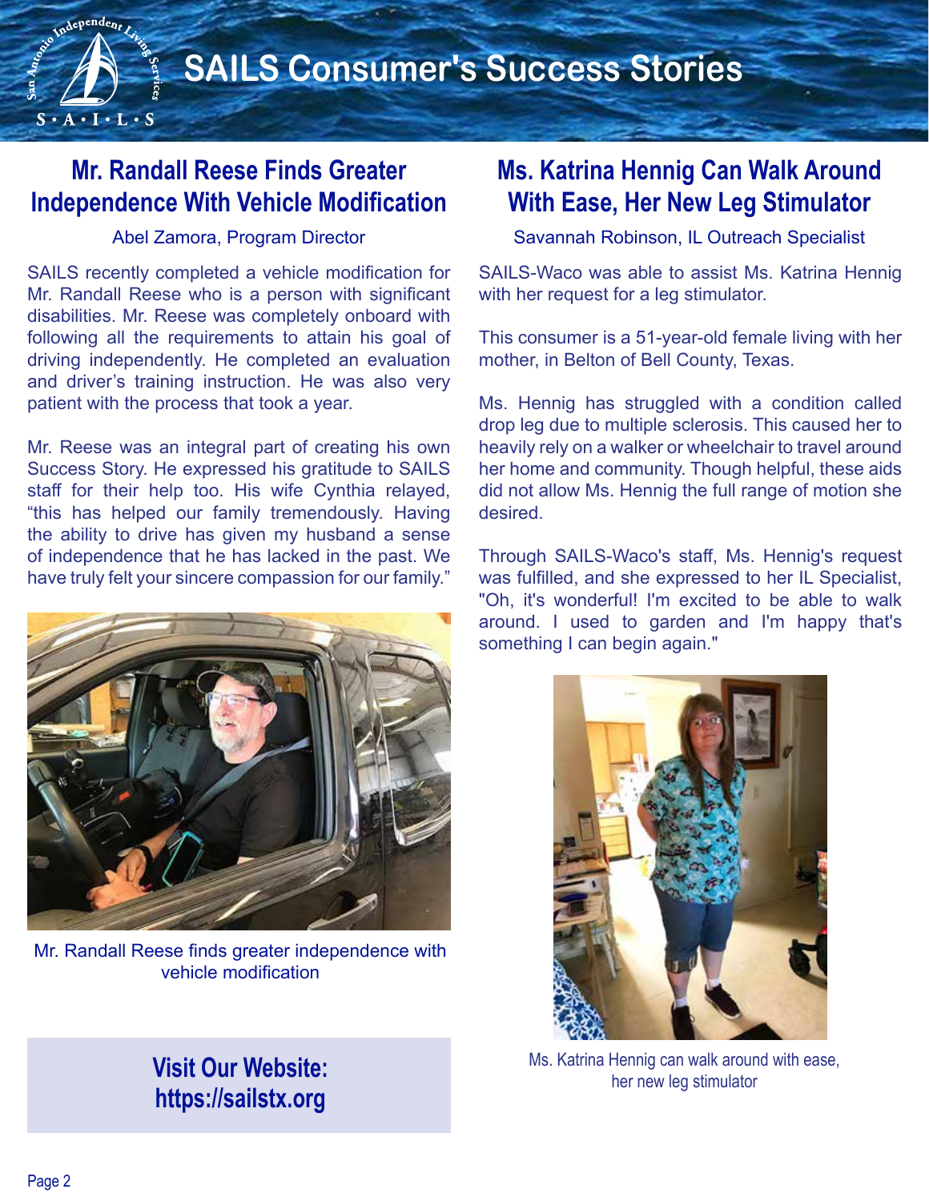# SAILS Consumer's Success Stories

## Mr. Randall Reese Finds Greater Independence With Vehicle Modification

Abel Zamora, Program Director

SAILS recently completed a vehicle modification for Mr. Randall Reese who is a person with significant disabilities. Mr. Reese was completely onboard with following all the requirements to attain his goal of driving independently. He completed an evaluation and driver's training instruction. He was also very patient with the process that took a year.

Mr. Reese was an integral part of creating his own Success Story. He expressed his gratitude to SAILS staff for their help too. His wife Cynthia relayed, "this has helped our family tremendously. Having the ability to drive has given my husband a sense of independence that he has lacked in the past. We have truly felt your sincere compassion for our family."

Mr. Randall Reese finds greater independence with vehicle modification

**Visit Our Website: https://sailstx.org**

## Ms. Katrina Hennig Can Walk Around With Ease, Her New Leg Stimulator

Savannah Robinson, IL Outreach Specialist

SAILS-Waco was able to assist Ms. Katrina Hennig with her request for a leg stimulator.

This consumer is a 51-year-old female living with her mother, in Belton of Bell County, Texas.

Ms. Hennig has struggled with a condition called drop leg due to multiple sclerosis. This caused her to heavily rely on a walker or wheelchair to travel around her home and community. Though helpful, these aids did not allow Ms. Hennig the full range of motion she desired.

Through SAILS-Waco's staff, Ms. Hennig's request was fulfilled, and she expressed to her IL Specialist, "Oh, it's wonderful! I'm excited to be able to walk around. I used to garden and I'm happy that's something I can begin again."

Ms. Katrina Hennig can walk around with ease, her new leg stimulator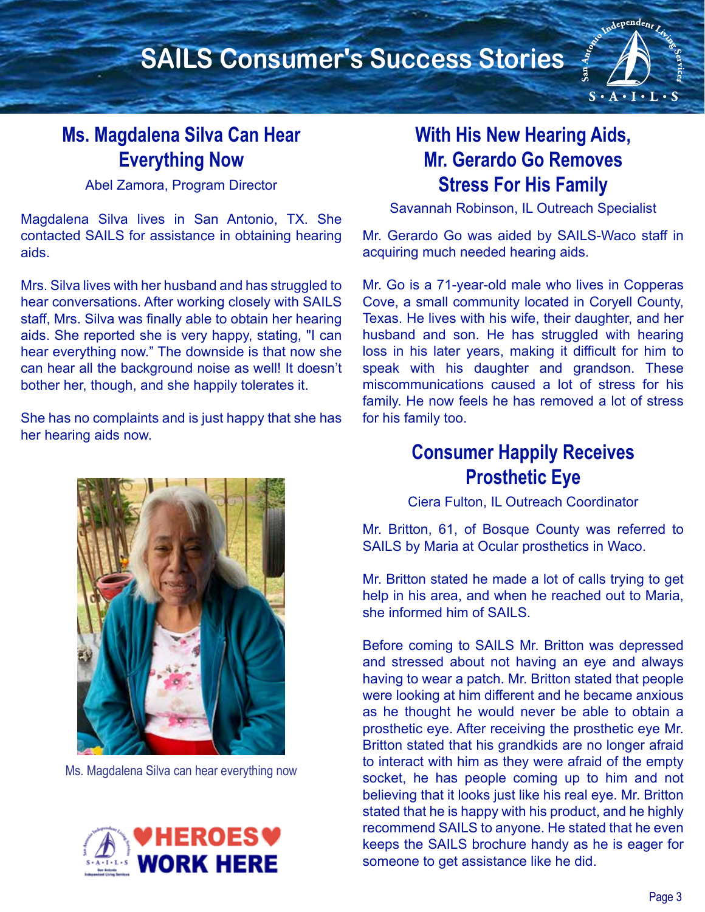# SAILS Consumer's Success Stories

## Ms. Magdalena Silva Can Hear Everything Now

Abel Zamora, Program Director

Magdalena Silva lives in San Antonio, TX. She contacted SAILS for assistance in obtaining hearing aids.

Mrs. Silva lives with her husband and has struggled to hear conversations. After working closely with SAILS staff, Mrs. Silva was finally able to obtain her hearing aids. She reported she is very happy, stating, "I can hear everything now." The downside is that now she can hear all the background noise as well! It doesn't bother her, though, and she happily tolerates it.

She has no complaints and is just happy that she has her hearing aids now.

Ms. Magdalena Silva can hear everything now

HEROES WORK HERE

## With His New Hearing Aids, Mr. Gerardo Go Removes Stress For His Family

Savannah Robinson, IL Outreach Specialist

Mr. Gerardo Go was aided by SAILS-Waco staff in acquiring much needed hearing aids.

Mr. Go is a 71-year-old male who lives in Copperas Cove, a small community located in Coryell County, Texas. He lives with his wife, their daughter, and her husband and son. He has struggled with hearing loss in his later years, making it difficult for him to speak with his daughter and grandson. These miscommunications caused a lot of stress for his family. He now feels he has removed a lot of stress for his family too.

## Consumer Happily Receives Prosthetic Eye

Ciera Fulton, IL Outreach Coordinator

Mr. Britton, 61, of Bosque County was referred to SAILS by Maria at Ocular prosthetics in Waco.

Mr. Britton stated he made a lot of calls trying to get help in his area, and when he reached out to Maria, she informed him of SAILS.

Before coming to SAILS Mr. Britton was depressed and stressed about not having an eye and always having to wear a patch. Mr. Britton stated that people were looking at him different and he became anxious as he thought he would never be able to obtain a prosthetic eye. After receiving the prosthetic eye Mr. Britton stated that his grandkids are no longer afraid to interact with him as they were afraid of the empty socket, he has people coming up to him and not believing that it looks just like his real eye. Mr. Britton stated that he is happy with his product, and he highly recommend SAILS to anyone. He stated that he even keeps the SAILS brochure handy as he is eager for someone to get assistance like he did.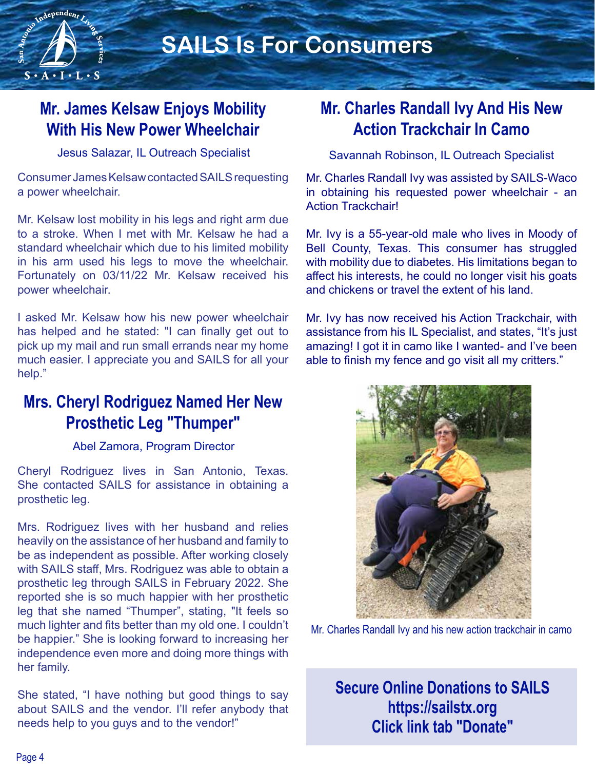# SAILS Is For Consumers

## Mr. James Kelsaw Enjoys Mobility With His New Power Wheelchair

Jesus Salazar, IL Outreach Specialist

Consumer James Kelsaw contacted SAILS requesting a power wheelchair.

Mr. Kelsaw lost mobility in his legs and right arm due to a stroke. When I met with Mr. Kelsaw he had a standard wheelchair which due to his limited mobility in his arm used his legs to move the wheelchair. Fortunately on 03/11/22 Mr. Kelsaw received his power wheelchair.

I asked Mr. Kelsaw how his new power wheelchair has helped and he stated: "I can finally get out to pick up my mail and run small errands near my home much easier. I appreciate you and SAILS for all your help."

## Mrs. Cheryl Rodriguez Named Her New Prosthetic Leg "Thumper"

Abel Zamora, Program Director

Cheryl Rodriguez lives in San Antonio, Texas. She contacted SAILS for assistance in obtaining a prosthetic leg.

Mrs. Rodriguez lives with her husband and relies heavily on the assistance of her husband and family to be as independent as possible. After working closely with SAILS staff, Mrs. Rodriguez was able to obtain a prosthetic leg through SAILS in February 2022. She reported she is so much happier with her prosthetic leg that she named "Thumper", stating, "It feels so much lighter and fits better than my old one. I couldn't be happier." She is looking forward to increasing her independence even more and doing more things with her family.

She stated, "I have nothing but good things to say about SAILS and the vendor. I'll refer anybody that needs help to you guys and to the vendor!"

## Mr. Charles Randall Ivy And His New Action Trackchair In Camo

Savannah Robinson, IL Outreach Specialist

Mr. Charles Randall Ivy was assisted by SAILS-Waco in obtaining his requested power wheelchair - an Action Trackchair!

Mr. Ivy is a 55-year-old male who lives in Moody of Bell County, Texas. This consumer has struggled with mobility due to diabetes. His limitations began to affect his interests, he could no longer visit his goats and chickens or travel the extent of his land.

Mr. Ivy has now received his Action Trackchair, with assistance from his IL Specialist, and states, "It's just amazing! I got it in camo like I wanted- and I've been able to finish my fence and go visit all my critters."

Mr. Charles Randall Ivy and his new action trackchair in camo

**Secure Online Donations to SAILS**
**https://sailstx.org**
**Click link tab "Donate"**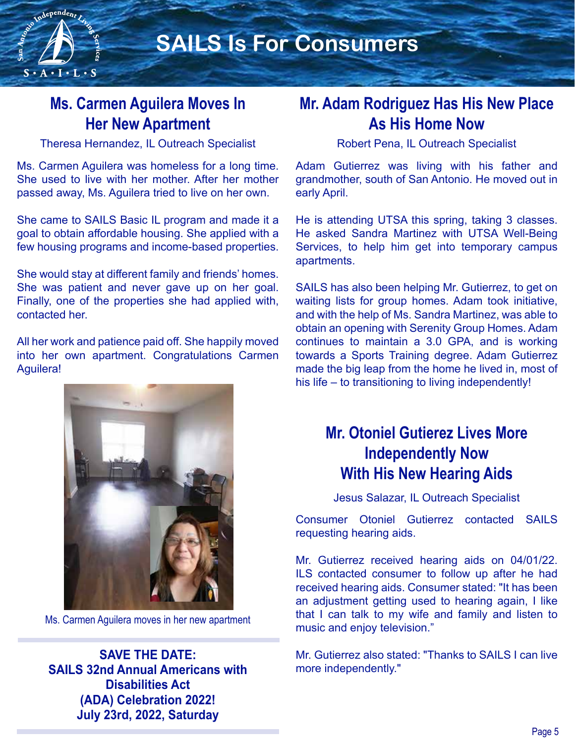# SAILS Is For Consumers

## Ms. Carmen Aguilera Moves In Her New Apartment

Theresa Hernandez, IL Outreach Specialist

Ms. Carmen Aguilera was homeless for a long time. She used to live with her mother. After her mother passed away, Ms. Aguilera tried to live on her own.

She came to SAILS Basic IL program and made it a goal to obtain affordable housing. She applied with a few housing programs and income-based properties.

She would stay at different family and friends' homes. She was patient and never gave up on her goal. Finally, one of the properties she had applied with, contacted her.

All her work and patience paid off. She happily moved into her own apartment. Congratulations Carmen Aguilera!

Ms. Carmen Aguilera moves in her new apartment

**SAVE THE DATE: SAILS 32nd Annual Americans with Disabilities Act (ADA) Celebration 2022! July 23rd, 2022, Saturday**

## Mr. Adam Rodriguez Has His New Place As His Home Now

Robert Pena, IL Outreach Specialist

Adam Gutierrez was living with his father and grandmother, south of San Antonio. He moved out in early April.

He is attending UTSA this spring, taking 3 classes. He asked Sandra Martinez with UTSA Well-Being Services, to help him get into temporary campus apartments.

SAILS has also been helping Mr. Gutierrez, to get on waiting lists for group homes. Adam took initiative, and with the help of Ms. Sandra Martinez, was able to obtain an opening with Serenity Group Homes. Adam continues to maintain a 3.0 GPA, and is working towards a Sports Training degree. Adam Gutierrez made the big leap from the home he lived in, most of his life – to transitioning to living independently!

## Mr. Otoniel Gutierez Lives More Independently Now With His New Hearing Aids

Jesus Salazar, IL Outreach Specialist

Consumer Otoniel Gutierrez contacted SAILS requesting hearing aids.

Mr. Gutierrez received hearing aids on 04/01/22. ILS contacted consumer to follow up after he had received hearing aids. Consumer stated: "It has been an adjustment getting used to hearing again, I like that I can talk to my wife and family and listen to music and enjoy television."

Mr. Gutierrez also stated: "Thanks to SAILS I can live more independently."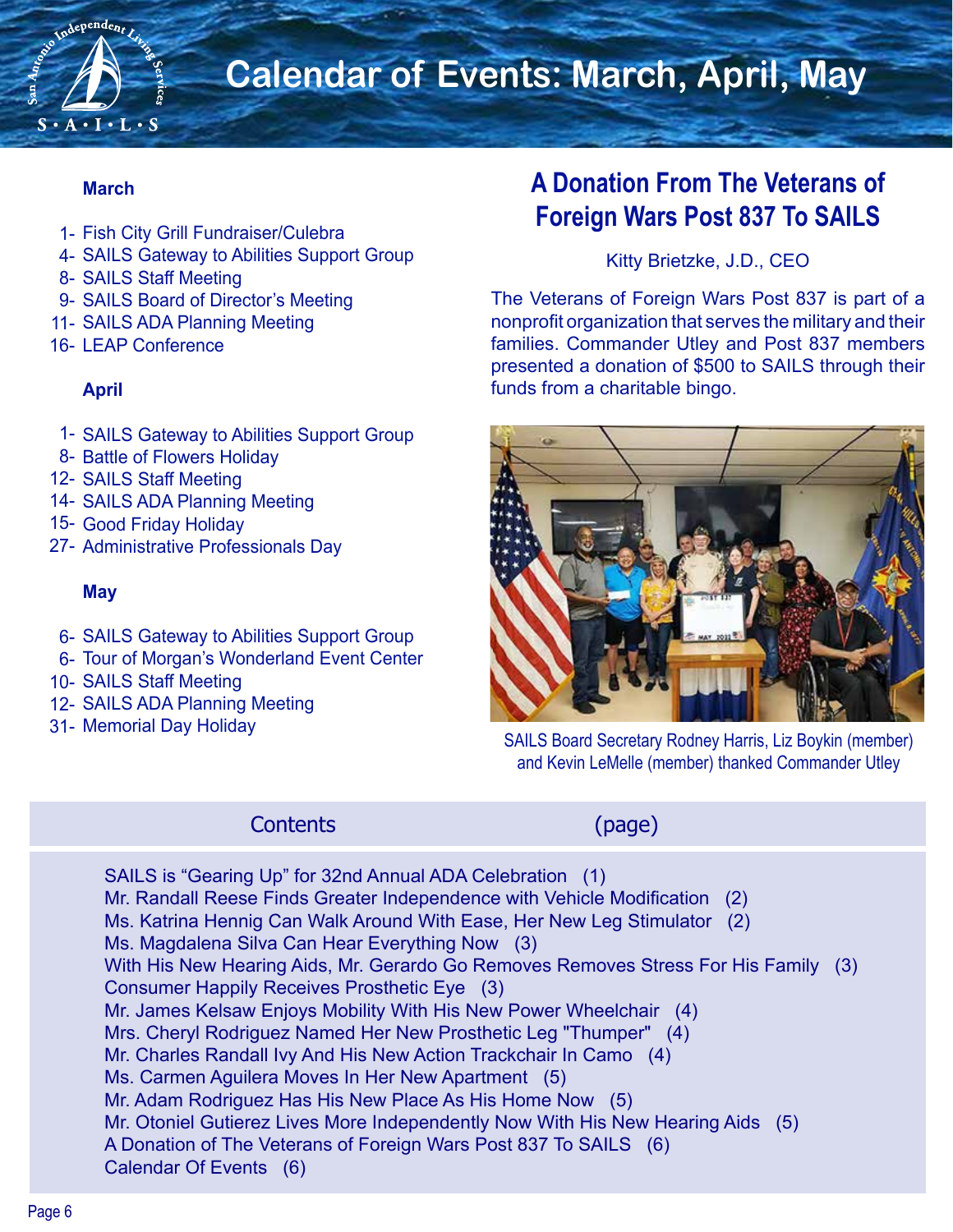# Calendar of Events: March, April, May

**March**

- 1- Fish City Grill Fundraiser/Culebra
- 4- SAILS Gateway to Abilities Support Group
- 8- SAILS Staff Meeting
- 9- SAILS Board of Director's Meeting
- 11- SAILS ADA Planning Meeting
- 16- LEAP Conference

**April**

- 1- SAILS Gateway to Abilities Support Group
- 8- Battle of Flowers Holiday
- 12- SAILS Staff Meeting
- 14- SAILS ADA Planning Meeting
- 15- Good Friday Holiday
- 27- Administrative Professionals Day

**May**

- 6- SAILS Gateway to Abilities Support Group
- 6- Tour of Morgan's Wonderland Event Center
- 10- SAILS Staff Meeting
- 12- SAILS ADA Planning Meeting
- 31- Memorial Day Holiday

## A Donation From The Veterans of Foreign Wars Post 837 To SAILS

Kitty Brietzke, J.D., CEO

The Veterans of Foreign Wars Post 837 is part of a nonprofit organization that serves the military and their families. Commander Utley and Post 837 members presented a donation of $500 to SAILS through their funds from a charitable bingo.

SAILS Board Secretary Rodney Harris, Liz Boykin (member) and Kevin LeMelle (member) thanked Commander Utley

| Contents | (page) |
|---|---|
| SAILS is "Gearing Up" for 32nd Annual ADA Celebration | (1) |
| Mr. Randall Reese Finds Greater Independence with Vehicle Modification | (2) |
| Ms. Katrina Hennig Can Walk Around With Ease, Her New Leg Stimulator | (2) |
| Ms. Magdalena Silva Can Hear Everything Now | (3) |
| With His New Hearing Aids, Mr. Gerardo Go Removes Removes Stress For His Family | (3) |
| Consumer Happily Receives Prosthetic Eye | (3) |
| Mr. James Kelsaw Enjoys Mobility With His New Power Wheelchair | (4) |
| Mrs. Cheryl Rodriguez Named Her New Prosthetic Leg "Thumper" | (4) |
| Mr. Charles Randall Ivy And His New Action Trackchair In Camo | (4) |
| Ms. Carmen Aguilera Moves In Her New Apartment | (5) |
| Mr. Adam Rodriguez Has His New Place As His Home Now | (5) |
| Mr. Otoniel Gutierez Lives More Independently Now With His New Hearing Aids | (5) |
| A Donation of The Veterans of Foreign Wars Post 837 To SAILS | (6) |
| Calendar Of Events | (6) |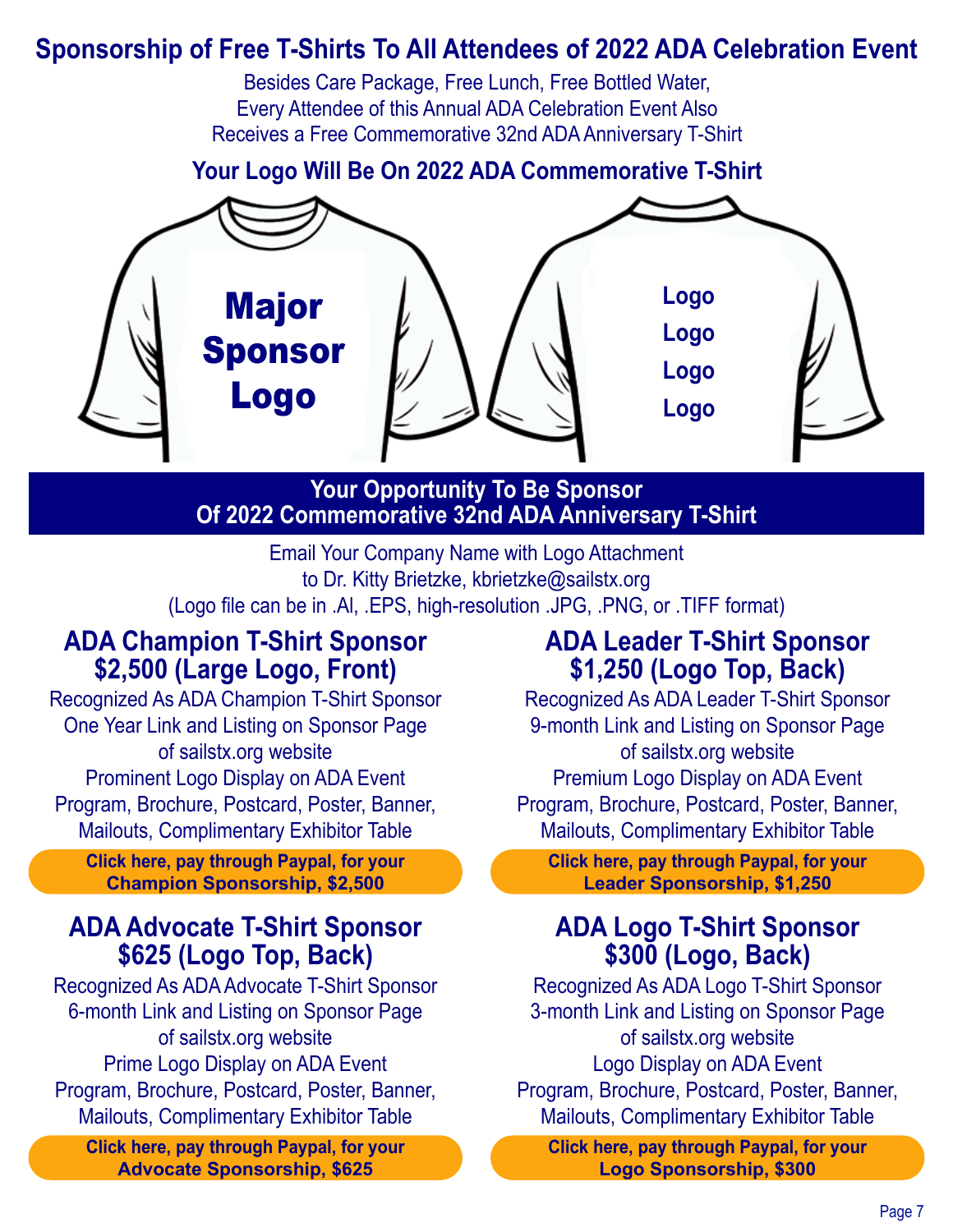# Sponsorship of Free T-Shirts To All Attendees of 2022 ADA Celebration Event

Besides Care Package, Free Lunch, Free Bottled Water,
Every Attendee of this Annual ADA Celebration Event Also
Receives a Free Commemorative 32nd ADA Anniversary T-Shirt

### Your Logo Will Be On 2022 ADA Commemorative T-Shirt

**Major Sponsor Logo**

**Logo**
**Logo**
**Logo**
**Logo**

## Your Opportunity To Be Sponsor Of 2022 Commemorative 32nd ADA Anniversary T-Shirt

Email Your Company Name with Logo Attachment
to Dr. Kitty Brietzke, kbrietzke@sailstx.org
(Logo file can be in .AI, .EPS, high-resolution .JPG, .PNG, or .TIFF format)

### ADA Champion T-Shirt Sponsor $2,500 (Large Logo, Front)

Recognized As ADA Champion T-Shirt Sponsor
One Year Link and Listing on Sponsor Page
of sailstx.org website
Prominent Logo Display on ADA Event
Program, Brochure, Postcard, Poster, Banner,
Mailouts, Complimentary Exhibitor Table

**Click here, pay through Paypal, for your Champion Sponsorship, $2,500**

### ADA Leader T-Shirt Sponsor $1,250 (Logo Top, Back)

Recognized As ADA Leader T-Shirt Sponsor
9-month Link and Listing on Sponsor Page
of sailstx.org website
Premium Logo Display on ADA Event
Program, Brochure, Postcard, Poster, Banner,
Mailouts, Complimentary Exhibitor Table

**Click here, pay through Paypal, for your Leader Sponsorship, $1,250**

### ADA Advocate T-Shirt Sponsor $625 (Logo Top, Back)

Recognized As ADA Advocate T-Shirt Sponsor
6-month Link and Listing on Sponsor Page
of sailstx.org website
Prime Logo Display on ADA Event
Program, Brochure, Postcard, Poster, Banner,
Mailouts, Complimentary Exhibitor Table

**Click here, pay through Paypal, for your Advocate Sponsorship, $625**

### ADA Logo T-Shirt Sponsor $300 (Logo, Back)

Recognized As ADA Logo T-Shirt Sponsor
3-month Link and Listing on Sponsor Page
of sailstx.org website
Logo Display on ADA Event
Program, Brochure, Postcard, Poster, Banner,
Mailouts, Complimentary Exhibitor Table

**Click here, pay through Paypal, for your Logo Sponsorship, $300**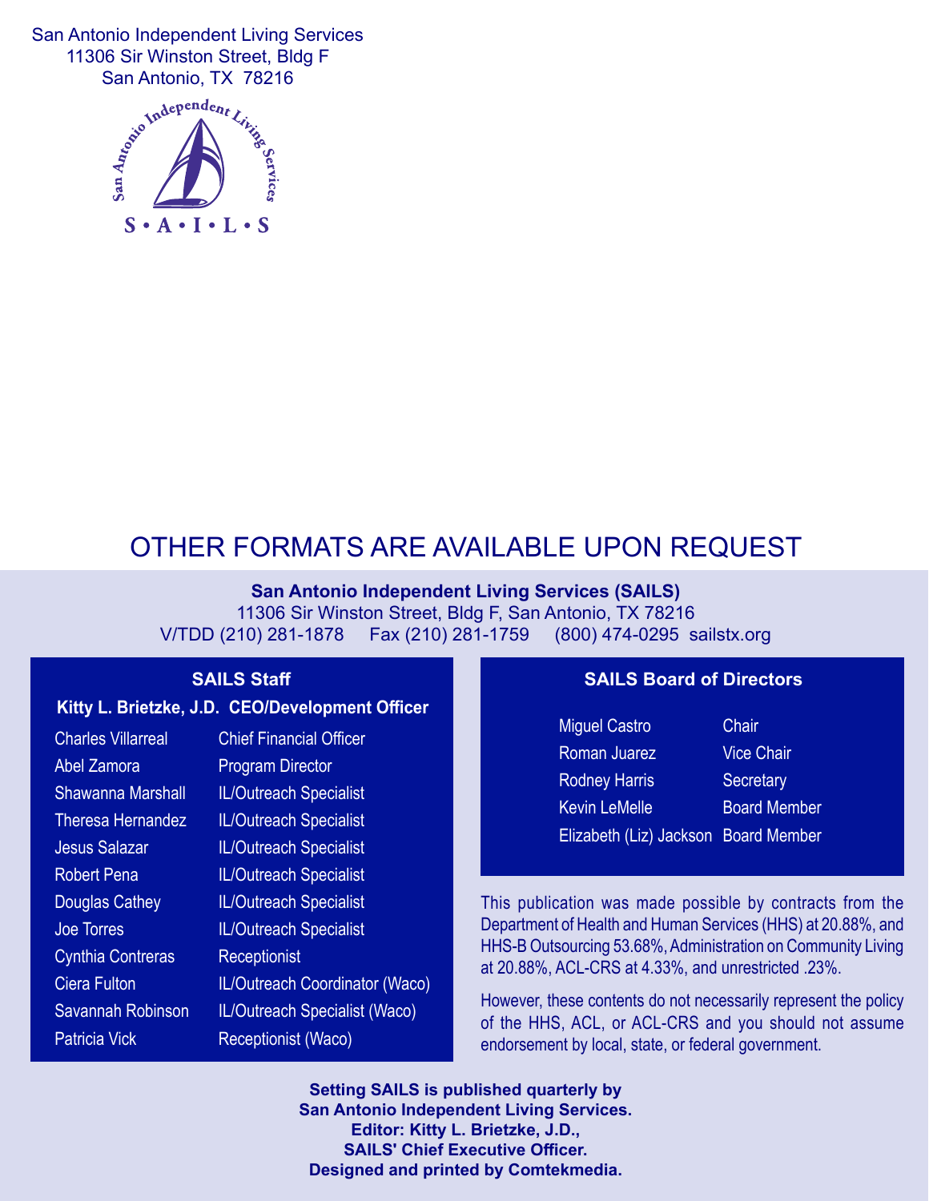San Antonio Independent Living Services
11306 Sir Winston Street, Bldg F
San Antonio, TX 78216

San Antonio Independent Living Services

S • A • I • L • S

# OTHER FORMATS ARE AVAILABLE UPON REQUEST

**San Antonio Independent Living Services (SAILS)**
11306 Sir Winston Street, Bldg F, San Antonio, TX 78216
V/TDD (210) 281-1878 Fax (210) 281-1759 (800) 474-0295 sailstx.org

## SAILS Staff

**Kitty L. Brietzke, J.D. CEO/Development Officer**

| | |
|---|---|
| Charles Villarreal | Chief Financial Officer |
| Abel Zamora | Program Director |
| Shawanna Marshall | IL/Outreach Specialist |
| Theresa Hernandez | IL/Outreach Specialist |
| Jesus Salazar | IL/Outreach Specialist |
| Robert Pena | IL/Outreach Specialist |
| Douglas Cathey | IL/Outreach Specialist |
| Joe Torres | IL/Outreach Specialist |
| Cynthia Contreras | Receptionist |
| Ciera Fulton | IL/Outreach Coordinator (Waco) |
| Savannah Robinson | IL/Outreach Specialist (Waco) |
| Patricia Vick | Receptionist (Waco) |

## SAILS Board of Directors

| | |
|---|---|
| Miguel Castro | Chair |
| Roman Juarez | Vice Chair |
| Rodney Harris | Secretary |
| Kevin LeMelle | Board Member |
| Elizabeth (Liz) Jackson | Board Member |

This publication was made possible by contracts from the Department of Health and Human Services (HHS) at 20.88%, and HHS-B Outsourcing 53.68%, Administration on Community Living at 20.88%, ACL-CRS at 4.33%, and unrestricted .23%.

However, these contents do not necessarily represent the policy of the HHS, ACL, or ACL-CRS and you should not assume endorsement by local, state, or federal government.

**Setting SAILS is published quarterly by San Antonio Independent Living Services. Editor: Kitty L. Brietzke, J.D., SAILS' Chief Executive Officer. Designed and printed by Comtekmedia.**